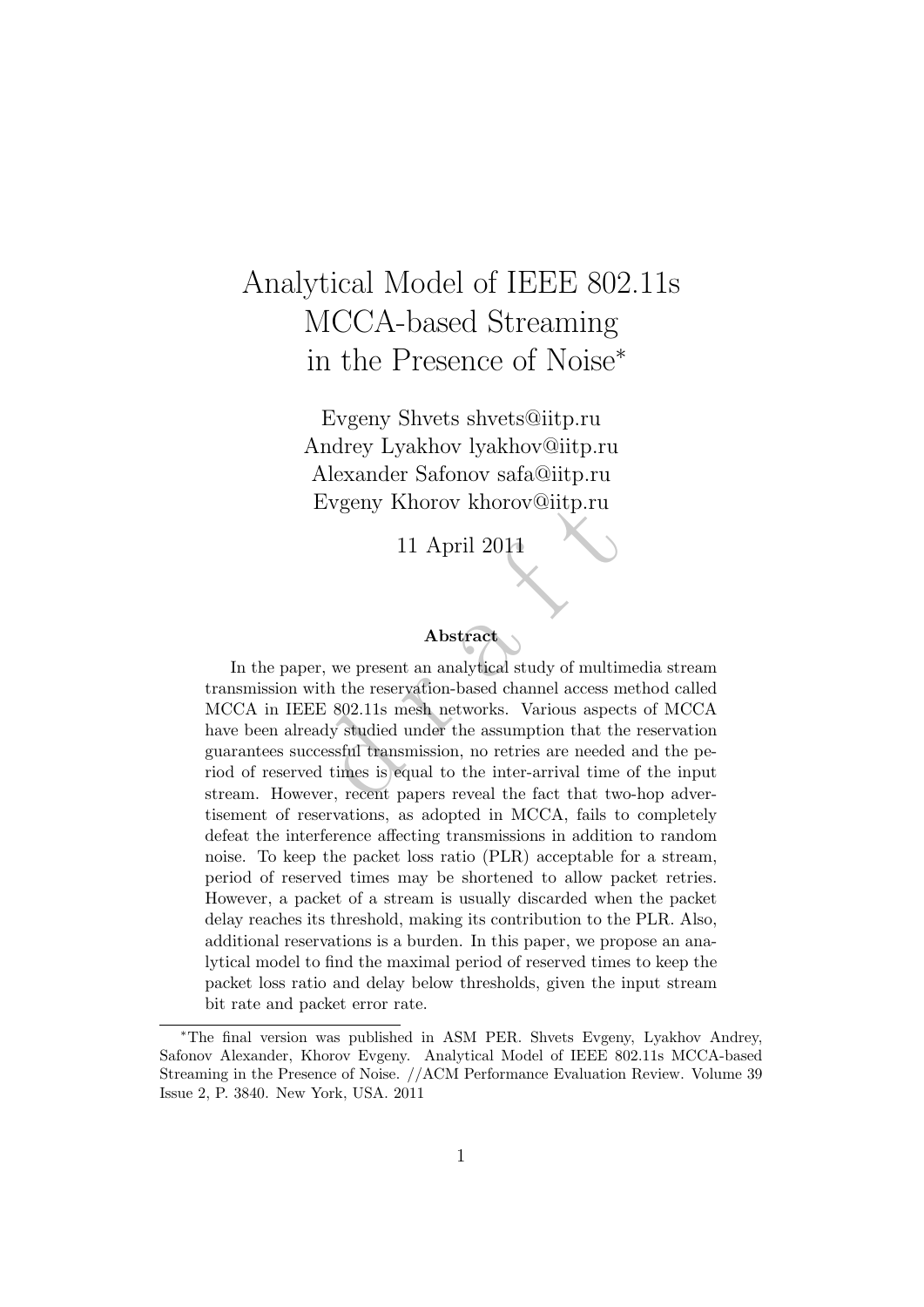# Analytical Model of IEEE 802.11s MCCA-based Streaming in the Presence of Noise*

Evgeny Shvets shvets@iitp.ru
Andrey Lyakhov lyakhov@iitp.ru
Alexander Safonov safa@iitp.ru
Evgeny Khorov khorov@iitp.ru

11 April 2011

### Abstract

In the paper, we present an analytical study of multimedia stream transmission with the reservation-based channel access method called MCCA in IEEE 802.11s mesh networks. Various aspects of MCCA have been already studied under the assumption that the reservation guarantees successful transmission, no retries are needed and the period of reserved times is equal to the inter-arrival time of the input stream. However, recent papers reveal the fact that two-hop advertisement of reservations, as adopted in MCCA, fails to completely defeat the interference affecting transmissions in addition to random noise. To keep the packet loss ratio (PLR) acceptable for a stream, period of reserved times may be shortened to allow packet retries. However, a packet of a stream is usually discarded when the packet delay reaches its threshold, making its contribution to the PLR. Also, additional reservations is a burden. In this paper, we propose an analytical model to find the maximal period of reserved times to keep the packet loss ratio and delay below thresholds, given the input stream bit rate and packet error rate.

---

*The final version was published in ASM PER. Shvets Evgeny, Lyakhov Andrey, Safonov Alexander, Khorov Evgeny. Analytical Model of IEEE 802.11s MCCA-based Streaming in the Presence of Noise. //ACM Performance Evaluation Review. Volume 39 Issue 2, P. 3840. New York, USA. 2011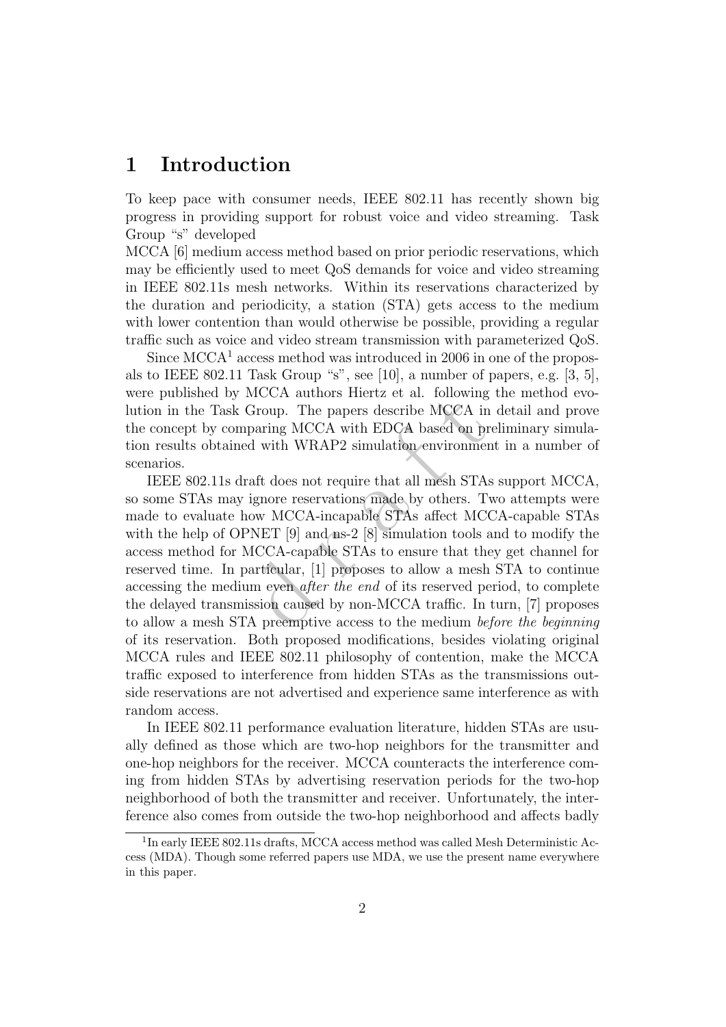# 1 Introduction

To keep pace with consumer needs, IEEE 802.11 has recently shown big progress in providing support for robust voice and video streaming. Task Group "s" developed
MCCA [6] medium access method based on prior periodic reservations, which may be efficiently used to meet QoS demands for voice and video streaming in IEEE 802.11s mesh networks. Within its reservations characterized by the duration and periodicity, a station (STA) gets access to the medium with lower contention than would otherwise be possible, providing a regular traffic such as voice and video stream transmission with parameterized QoS.

Since MCCA[1] access method was introduced in 2006 in one of the proposals to IEEE 802.11 Task Group "s", see [10], a number of papers, e.g. [3, 5], were published by MCCA authors Hiertz et al. following the method evolution in the Task Group. The papers describe MCCA in detail and prove the concept by comparing MCCA with EDCA based on preliminary simulation results obtained with WRAP2 simulation environment in a number of scenarios.

IEEE 802.11s draft does not require that all mesh STAs support MCCA, so some STAs may ignore reservations made by others. Two attempts were made to evaluate how MCCA-incapable STAs affect MCCA-capable STAs with the help of OPNET [9] and ns-2 [8] simulation tools and to modify the access method for MCCA-capable STAs to ensure that they get channel for reserved time. In particular, [1] proposes to allow a mesh STA to continue accessing the medium even *after the end* of its reserved period, to complete the delayed transmission caused by non-MCCA traffic. In turn, [7] proposes to allow a mesh STA preemptive access to the medium *before the beginning* of its reservation. Both proposed modifications, besides violating original MCCA rules and IEEE 802.11 philosophy of contention, make the MCCA traffic exposed to interference from hidden STAs as the transmissions outside reservations are not advertised and experience same interference as with random access.

In IEEE 802.11 performance evaluation literature, hidden STAs are usually defined as those which are two-hop neighbors for the transmitter and one-hop neighbors for the receiver. MCCA counteracts the interference coming from hidden STAs by advertising reservation periods for the two-hop neighborhood of both the transmitter and receiver. Unfortunately, the interference also comes from outside the two-hop neighborhood and affects badly

[1] In early IEEE 802.11s drafts, MCCA access method was called Mesh Deterministic Access (MDA). Though some referred papers use MDA, we use the present name everywhere in this paper.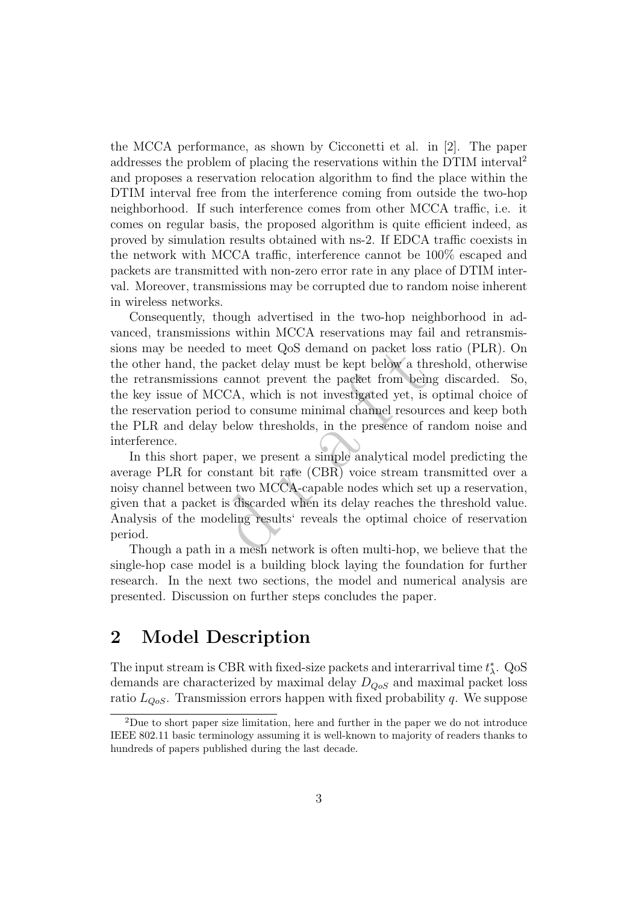the MCCA performance, as shown by Cicconetti et al. in [2]. The paper addresses the problem of placing the reservations within the DTIM interval[2] and proposes a reservation relocation algorithm to find the place within the DTIM interval free from the interference coming from outside the two-hop neighborhood. If such interference comes from other MCCA traffic, i.e. it comes on regular basis, the proposed algorithm is quite efficient indeed, as proved by simulation results obtained with ns-2. If EDCA traffic coexists in the network with MCCA traffic, interference cannot be 100% escaped and packets are transmitted with non-zero error rate in any place of DTIM interval. Moreover, transmissions may be corrupted due to random noise inherent in wireless networks.

Consequently, though advertised in the two-hop neighborhood in advanced, transmissions within MCCA reservations may fail and retransmissions may be needed to meet QoS demand on packet loss ratio (PLR). On the other hand, the packet delay must be kept below a threshold, otherwise the retransmissions cannot prevent the packet from being discarded. So, the key issue of MCCA, which is not investigated yet, is optimal choice of the reservation period to consume minimal channel resources and keep both the PLR and delay below thresholds, in the presence of random noise and interference.

In this short paper, we present a simple analytical model predicting the average PLR for constant bit rate (CBR) voice stream transmitted over a noisy channel between two MCCA-capable nodes which set up a reservation, given that a packet is discarded when its delay reaches the threshold value. Analysis of the modeling results' reveals the optimal choice of reservation period.

Though a path in a mesh network is often multi-hop, we believe that the single-hop case model is a building block laying the foundation for further research. In the next two sections, the model and numerical analysis are presented. Discussion on further steps concludes the paper.

## 2 Model Description

The input stream is CBR with fixed-size packets and interarrival time $t^*_\lambda$. QoS demands are characterized by maximal delay $D_{QoS}$ and maximal packet loss ratio $L_{QoS}$. Transmission errors happen with fixed probability $q$. We suppose

[2] Due to short paper size limitation, here and further in the paper we do not introduce IEEE 802.11 basic terminology assuming it is well-known to majority of readers thanks to hundreds of papers published during the last decade.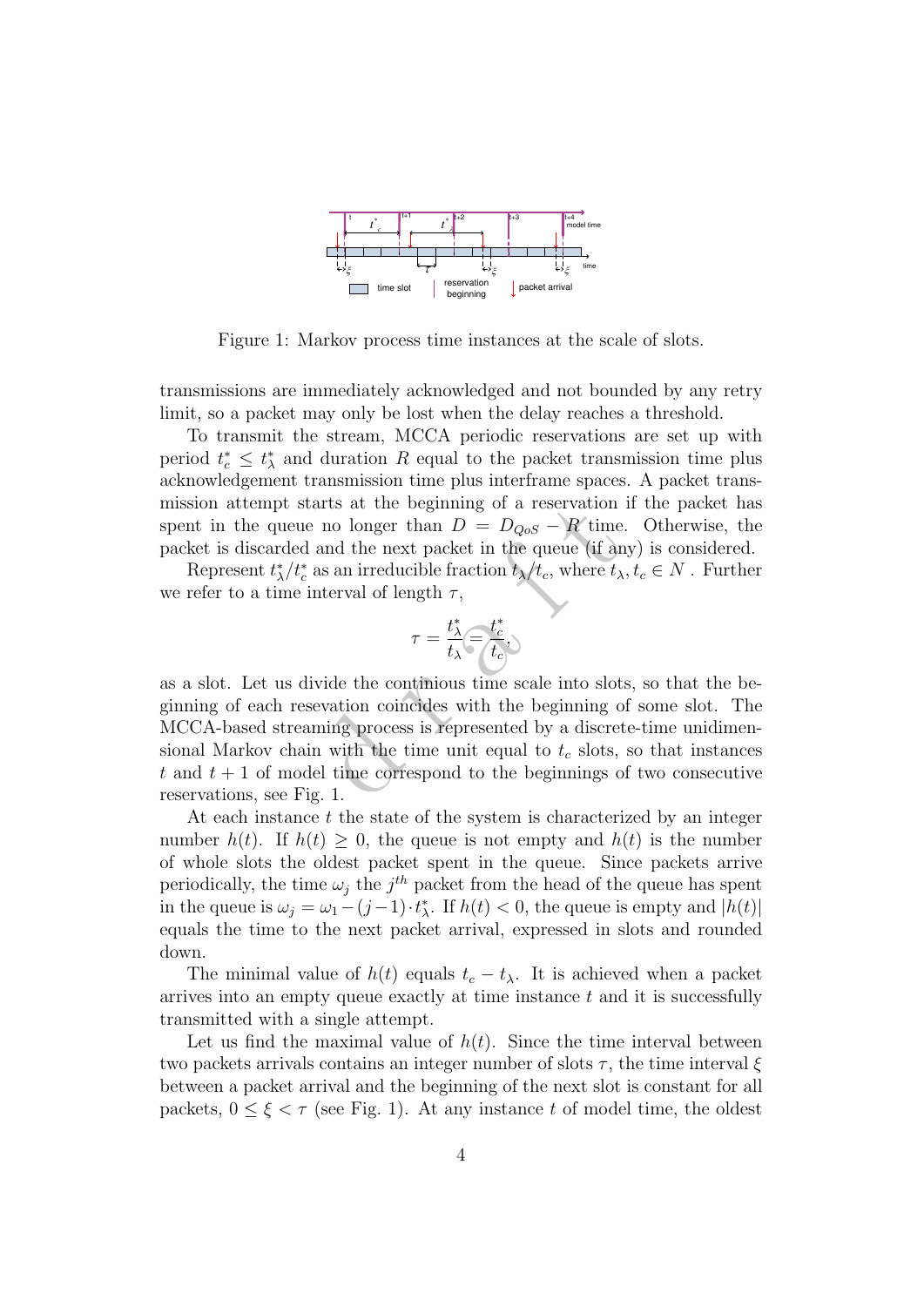Figure 1: Markov process time instances at the scale of slots.

transmissions are immediately acknowledged and not bounded by any retry limit, so a packet may only be lost when the delay reaches a threshold.

To transmit the stream, MCCA periodic reservations are set up with period $t_c^* \leq t_\lambda^*$ and duration $R$ equal to the packet transmission time plus acknowledgement transmission time plus interframe spaces. A packet transmission attempt starts at the beginning of a reservation if the packet has spent in the queue no longer than $D = D_{QoS} - R$ time. Otherwise, the packet is discarded and the next packet in the queue (if any) is considered.

Represent $t_\lambda^*/t_c^*$ as an irreducible fraction $t_\lambda/t_c$, where $t_\lambda, t_c \in N$ . Further we refer to a time interval of length $\tau$,

$$\tau = \frac{t_\lambda^*}{t_\lambda} = \frac{t_c^*}{t_c},$$

as a slot. Let us divide the continious time scale into slots, so that the beginning of each resevation coincides with the beginning of some slot. The MCCA-based streaming process is represented by a discrete-time unidimensional Markov chain with the time unit equal to $t_c$ slots, so that instances $t$ and $t+1$ of model time correspond to the beginnings of two consecutive reservations, see Fig. 1.

At each instance $t$ the state of the system is characterized by an integer number $h(t)$. If $h(t) \geq 0$, the queue is not empty and $h(t)$ is the number of whole slots the oldest packet spent in the queue. Since packets arrive periodically, the time $\omega_j$ the $j^{th}$ packet from the head of the queue has spent in the queue is $\omega_j = \omega_1 - (j-1) \cdot t_\lambda^*$. If $h(t) < 0$, the queue is empty and $|h(t)|$ equals the time to the next packet arrival, expressed in slots and rounded down.

The minimal value of $h(t)$ equals $t_c - t_\lambda$. It is achieved when a packet arrives into an empty queue exactly at time instance $t$ and it is successfully transmitted with a single attempt.

Let us find the maximal value of $h(t)$. Since the time interval between two packets arrivals contains an integer number of slots $\tau$, the time interval $\xi$ between a packet arrival and the beginning of the next slot is constant for all packets, $0 \leq \xi < \tau$ (see Fig. 1). At any instance $t$ of model time, the oldest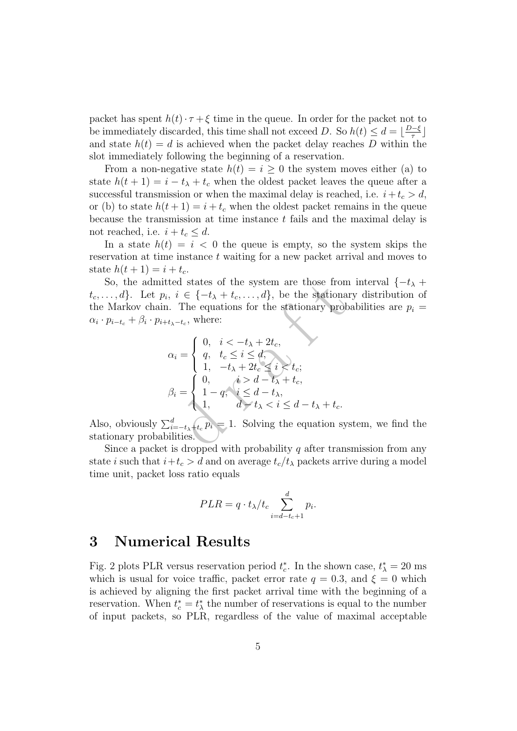packet has spent $h(t) \cdot \tau + \xi$ time in the queue. In order for the packet not to be immediately discarded, this time shall not exceed $D$. So $h(t) \leq d = \lfloor \frac{D-\xi}{\tau} \rfloor$ and state $h(t) = d$ is achieved when the packet delay reaches $D$ within the slot immediately following the beginning of a reservation.

From a non-negative state $h(t) = i \geq 0$ the system moves either (a) to state $h(t+1) = i - t_\lambda + t_c$ when the oldest packet leaves the queue after a successful transmission or when the maximal delay is reached, i.e. $i + t_c > d$, or (b) to state $h(t+1) = i + t_c$ when the oldest packet remains in the queue because the transmission at time instance $t$ fails and the maximal delay is not reached, i.e. $i + t_c \leq d$.

In a state $h(t) = i < 0$ the queue is empty, so the system skips the reservation at time instance $t$ waiting for a new packet arrival and moves to state $h(t+1) = i + t_c$.

So, the admitted states of the system are those from interval $\{-t_\lambda + t_c, \ldots, d\}$. Let $p_i$, $i \in \{-t_\lambda + t_c, \ldots, d\}$, be the stationary distribution of the Markov chain. The equations for the stationary probabilities are $p_i = \alpha_i \cdot p_{i-t_c} + \beta_i \cdot p_{i+t_\lambda-t_c}$, where:

$$\alpha_i = \begin{cases} 0, & i < -t_\lambda + 2t_c, \\ q, & t_c \leq i \leq d, \\ 1, & -t_\lambda + 2t_c \leq i < t_c; \end{cases}$$

$$\beta_i = \begin{cases} 0, & i > d - t_\lambda + t_c, \\ 1 - q, & i \leq d - t_\lambda, \\ 1, & d - t_\lambda < i \leq d - t_\lambda + t_c. \end{cases}$$

Also, obviously $\sum_{i=-t_\lambda+t_c}^{d} p_i = 1$. Solving the equation system, we find the stationary probabilities.

Since a packet is dropped with probability $q$ after transmission from any state $i$ such that $i + t_c > d$ and on average $t_c/t_\lambda$ packets arrive during a model time unit, packet loss ratio equals

$$PLR = q \cdot t_\lambda / t_c \sum_{i=d-t_c+1}^{d} p_i.$$

## 3 Numerical Results

Fig. 2 plots PLR versus reservation period $t_c^*$. In the shown case, $t_\lambda^* = 20$ ms which is usual for voice traffic, packet error rate $q = 0.3$, and $\xi = 0$ which is achieved by aligning the first packet arrival time with the beginning of a reservation. When $t_c^* = t_\lambda^*$ the number of reservations is equal to the number of input packets, so PLR, regardless of the value of maximal acceptable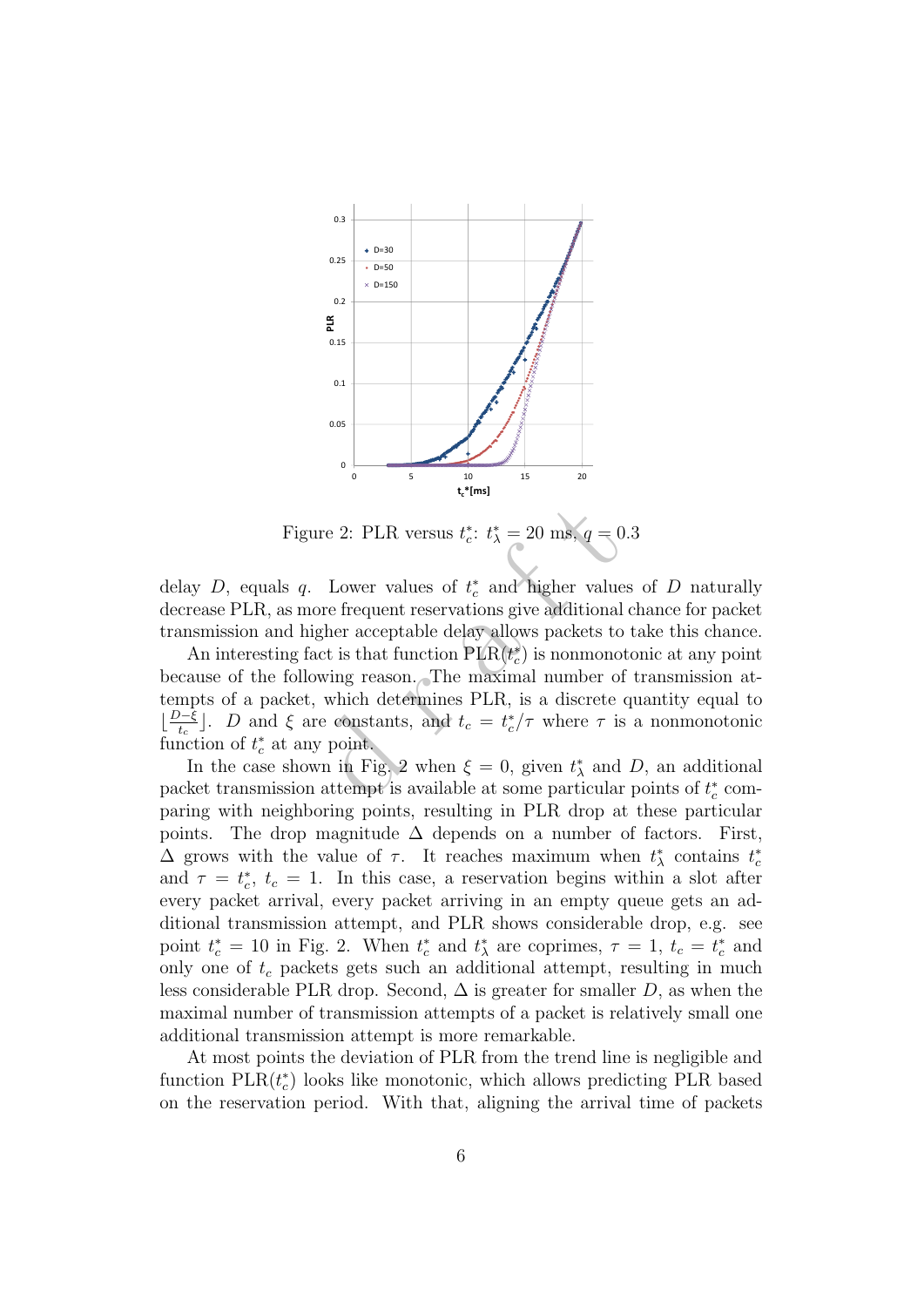Figure 2: PLR versus $t_c^*$: $t_\lambda^* = 20$ ms, $q = 0.3$

delay $D$, equals $q$. Lower values of $t_c^*$ and higher values of $D$ naturally decrease PLR, as more frequent reservations give additional chance for packet transmission and higher acceptable delay allows packets to take this chance.

An interesting fact is that function PLR($t_c^*$) is nonmonotonic at any point because of the following reason. The maximal number of transmission attempts of a packet, which determines PLR, is a discrete quantity equal to $\lfloor \frac{D-\xi}{t_c} \rfloor$. $D$ and $\xi$ are constants, and $t_c = t_c^*/\tau$ where $\tau$ is a nonmonotonic function of $t_c^*$ at any point.

In the case shown in Fig. 2 when $\xi = 0$, given $t_\lambda^*$ and $D$, an additional packet transmission attempt is available at some particular points of $t_c^*$ comparing with neighboring points, resulting in PLR drop at these particular points. The drop magnitude $\Delta$ depends on a number of factors. First, $\Delta$ grows with the value of $\tau$. It reaches maximum when $t_\lambda^*$ contains $t_c^*$ and $\tau = t_c^*$, $t_c = 1$. In this case, a reservation begins within a slot after every packet arrival, every packet arriving in an empty queue gets an additional transmission attempt, and PLR shows considerable drop, e.g. see point $t_c^* = 10$ in Fig. 2. When $t_c^*$ and $t_\lambda^*$ are coprimes, $\tau = 1$, $t_c = t_c^*$ and only one of $t_c$ packets gets such an additional attempt, resulting in much less considerable PLR drop. Second, $\Delta$ is greater for smaller $D$, as when the maximal number of transmission attempts of a packet is relatively small one additional transmission attempt is more remarkable.

At most points the deviation of PLR from the trend line is negligible and function PLR($t_c^*$) looks like monotonic, which allows predicting PLR based on the reservation period. With that, aligning the arrival time of packets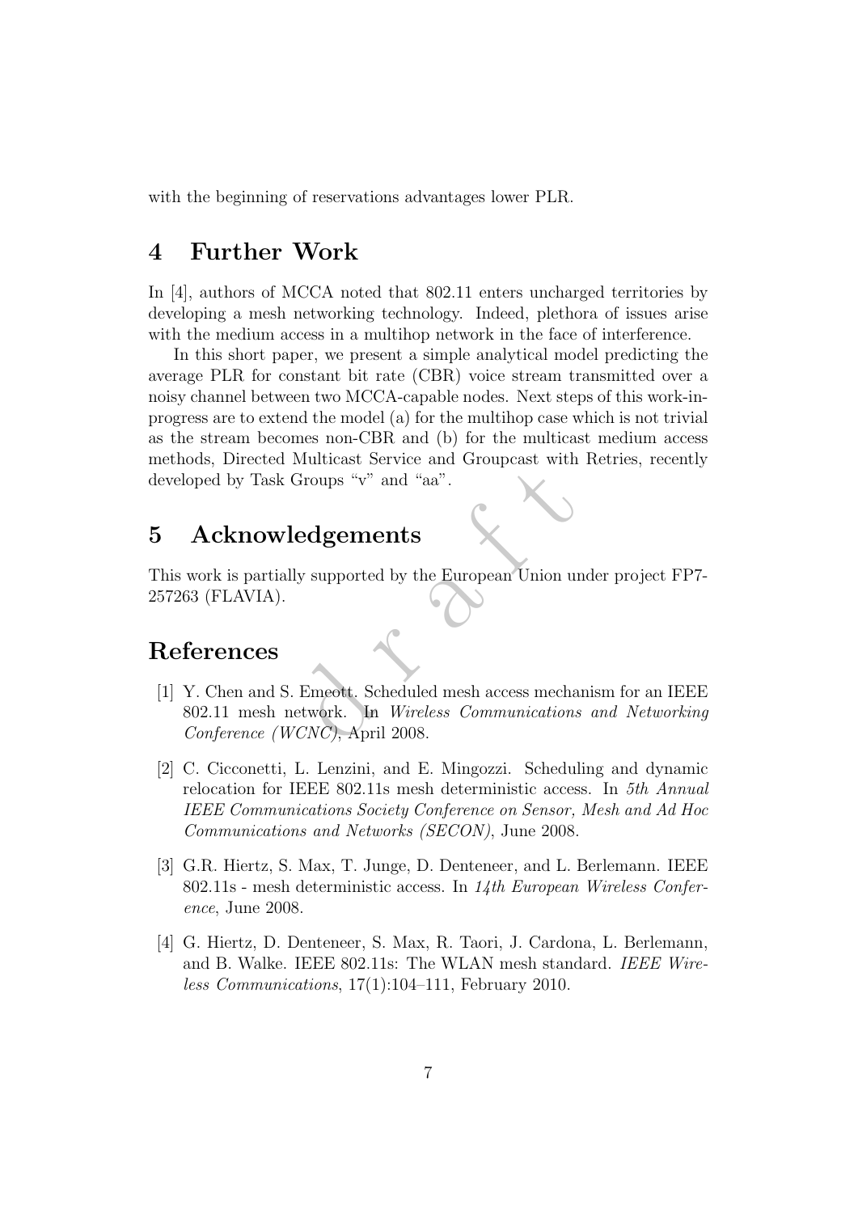with the beginning of reservations advantages lower PLR.

# 4 Further Work

In [4], authors of MCCA noted that 802.11 enters uncharged territories by developing a mesh networking technology. Indeed, plethora of issues arise with the medium access in a multihop network in the face of interference.

In this short paper, we present a simple analytical model predicting the average PLR for constant bit rate (CBR) voice stream transmitted over a noisy channel between two MCCA-capable nodes. Next steps of this work-in-progress are to extend the model (a) for the multihop case which is not trivial as the stream becomes non-CBR and (b) for the multicast medium access methods, Directed Multicast Service and Groupcast with Retries, recently developed by Task Groups "v" and "aa".

# 5 Acknowledgements

This work is partially supported by the European Union under project FP7-257263 (FLAVIA).

# References

[1] Y. Chen and S. Emeott. Scheduled mesh access mechanism for an IEEE 802.11 mesh network. In *Wireless Communications and Networking Conference (WCNC)*, April 2008.

[2] C. Cicconetti, L. Lenzini, and E. Mingozzi. Scheduling and dynamic relocation for IEEE 802.11s mesh deterministic access. In *5th Annual IEEE Communications Society Conference on Sensor, Mesh and Ad Hoc Communications and Networks (SECON)*, June 2008.

[3] G.R. Hiertz, S. Max, T. Junge, D. Denteneer, and L. Berlemann. IEEE 802.11s - mesh deterministic access. In *14th European Wireless Conference*, June 2008.

[4] G. Hiertz, D. Denteneer, S. Max, R. Taori, J. Cardona, L. Berlemann, and B. Walke. IEEE 802.11s: The WLAN mesh standard. *IEEE Wireless Communications*, 17(1):104–111, February 2010.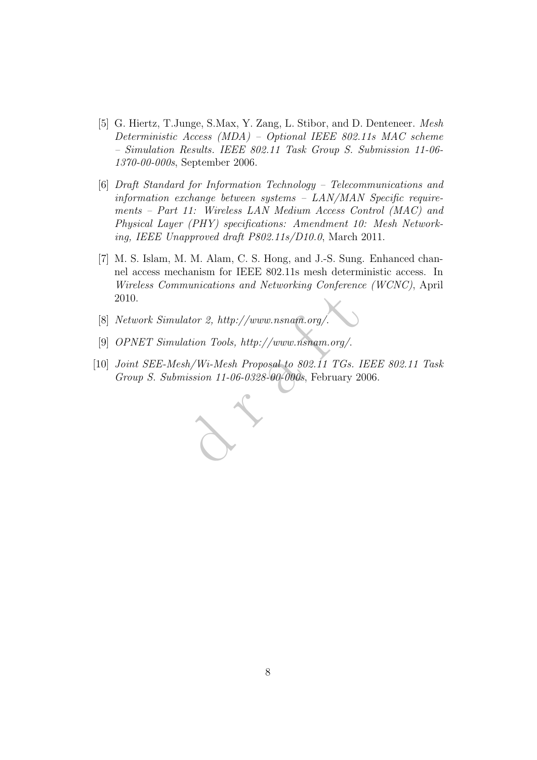[5] G. Hiertz, T.Junge, S.Max, Y. Zang, L. Stibor, and D. Denteneer. *Mesh Deterministic Access (MDA) – Optional IEEE 802.11s MAC scheme – Simulation Results. IEEE 802.11 Task Group S. Submission 11-06-1370-00-000s*, September 2006.

[6] *Draft Standard for Information Technology – Telecommunications and information exchange between systems – LAN/MAN Specific requirements – Part 11: Wireless LAN Medium Access Control (MAC) and Physical Layer (PHY) specifications: Amendment 10: Mesh Networking, IEEE Unapproved draft P802.11s/D10.0*, March 2011.

[7] M. S. Islam, M. M. Alam, C. S. Hong, and J.-S. Sung. Enhanced channel access mechanism for IEEE 802.11s mesh deterministic access. In *Wireless Communications and Networking Conference (WCNC)*, April 2010.

[8] *Network Simulator 2, http://www.nsnam.org/.*

[9] *OPNET Simulation Tools, http://www.nsnam.org/.*

[10] *Joint SEE-Mesh/Wi-Mesh Proposal to 802.11 TGs. IEEE 802.11 Task Group S. Submission 11-06-0328-00-000s*, February 2006.